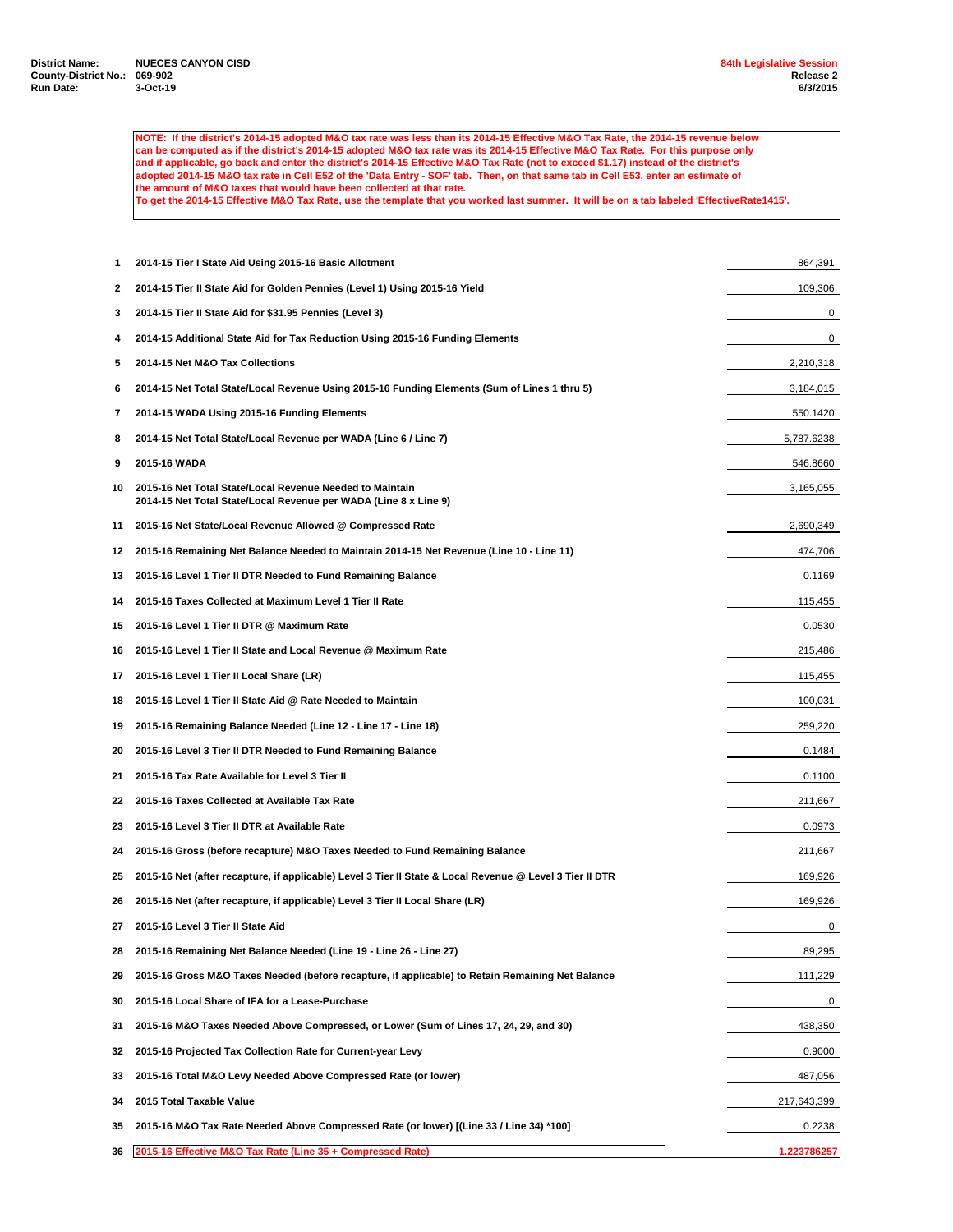**District Name:** NUECES CANYON CISD
**County-District No.:** 069-902
**Run Date:** 3-Oct-19

**84th Legislative Session**
**Release 2**
**6/3/2015**

**NOTE: If the district's 2014-15 adopted M&O tax rate was less than its 2014-15 Effective M&O Tax Rate, the 2014-15 revenue below can be computed as if the district's 2014-15 adopted M&O tax rate was its 2014-15 Effective M&O Tax Rate. For this purpose only and if applicable, go back and enter the district's 2014-15 Effective M&O Tax Rate (not to exceed $1.17) instead of the district's adopted 2014-15 M&O tax rate in Cell E52 of the 'Data Entry - SOF' tab. Then, on that same tab in Cell E53, enter an estimate of the amount of M&O taxes that would have been collected at that rate.**
**To get the 2014-15 Effective M&O Tax Rate, use the template that you worked last summer. It will be on a tab labeled 'EffectiveRate1415'.**

| # | Description | Value |
|---|---|---|
| 1 | 2014-15 Tier I State Aid Using 2015-16 Basic Allotment | 864,391 |
| 2 | 2014-15 Tier II State Aid for Golden Pennies (Level 1) Using 2015-16 Yield | 109,306 |
| 3 | 2014-15 Tier II State Aid for $31.95 Pennies (Level 3) | 0 |
| 4 | 2014-15 Additional State Aid for Tax Reduction Using 2015-16 Funding Elements | 0 |
| 5 | 2014-15 Net M&O Tax Collections | 2,210,318 |
| 6 | 2014-15 Net Total State/Local Revenue Using 2015-16 Funding Elements (Sum of Lines 1 thru 5) | 3,184,015 |
| 7 | 2014-15 WADA Using 2015-16 Funding Elements | 550.1420 |
| 8 | 2014-15 Net Total State/Local Revenue per WADA (Line 6 / Line 7) | 5,787.6238 |
| 9 | 2015-16 WADA | 546.8660 |
| 10 | 2015-16 Net Total State/Local Revenue Needed to Maintain 2014-15 Net Total State/Local Revenue per WADA (Line 8 x Line 9) | 3,165,055 |
| 11 | 2015-16 Net State/Local Revenue Allowed @ Compressed Rate | 2,690,349 |
| 12 | 2015-16 Remaining Net Balance Needed to Maintain 2014-15 Net Revenue (Line 10 - Line 11) | 474,706 |
| 13 | 2015-16 Level 1 Tier II DTR Needed to Fund Remaining Balance | 0.1169 |
| 14 | 2015-16 Taxes Collected at Maximum Level 1 Tier II Rate | 115,455 |
| 15 | 2015-16 Level 1 Tier II DTR @ Maximum Rate | 0.0530 |
| 16 | 2015-16 Level 1 Tier II State and Local Revenue @ Maximum Rate | 215,486 |
| 17 | 2015-16 Level 1 Tier II Local Share (LR) | 115,455 |
| 18 | 2015-16 Level 1 Tier II State Aid @ Rate Needed to Maintain | 100,031 |
| 19 | 2015-16 Remaining Balance Needed (Line 12 - Line 17 - Line 18) | 259,220 |
| 20 | 2015-16 Level 3 Tier II DTR Needed to Fund Remaining Balance | 0.1484 |
| 21 | 2015-16 Tax Rate Available for Level 3 Tier II | 0.1100 |
| 22 | 2015-16 Taxes Collected at Available Tax Rate | 211,667 |
| 23 | 2015-16 Level 3 Tier II DTR at Available Rate | 0.0973 |
| 24 | 2015-16 Gross (before recapture) M&O Taxes Needed to Fund Remaining Balance | 211,667 |
| 25 | 2015-16 Net (after recapture, if applicable) Level 3 Tier II State & Local Revenue @ Level 3 Tier II DTR | 169,926 |
| 26 | 2015-16 Net (after recapture, if applicable) Level 3 Tier II Local Share (LR) | 169,926 |
| 27 | 2015-16 Level 3 Tier II State Aid | 0 |
| 28 | 2015-16 Remaining Net Balance Needed (Line 19 - Line 26 - Line 27) | 89,295 |
| 29 | 2015-16 Gross M&O Taxes Needed (before recapture, if applicable) to Retain Remaining Net Balance | 111,229 |
| 30 | 2015-16 Local Share of IFA for a Lease-Purchase | 0 |
| 31 | 2015-16 M&O Taxes Needed Above Compressed, or Lower (Sum of Lines 17, 24, 29, and 30) | 438,350 |
| 32 | 2015-16 Projected Tax Collection Rate for Current-year Levy | 0.9000 |
| 33 | 2015-16 Total M&O Levy Needed Above Compressed Rate (or lower) | 487,056 |
| 34 | 2015 Total Taxable Value | 217,643,399 |
| 35 | 2015-16 M&O Tax Rate Needed Above Compressed Rate (or lower) [(Line 33 / Line 34) *100] | 0.2238 |
| 36 | **2015-16 Effective M&O Tax Rate (Line 35 + Compressed Rate)** | **1.223786257** |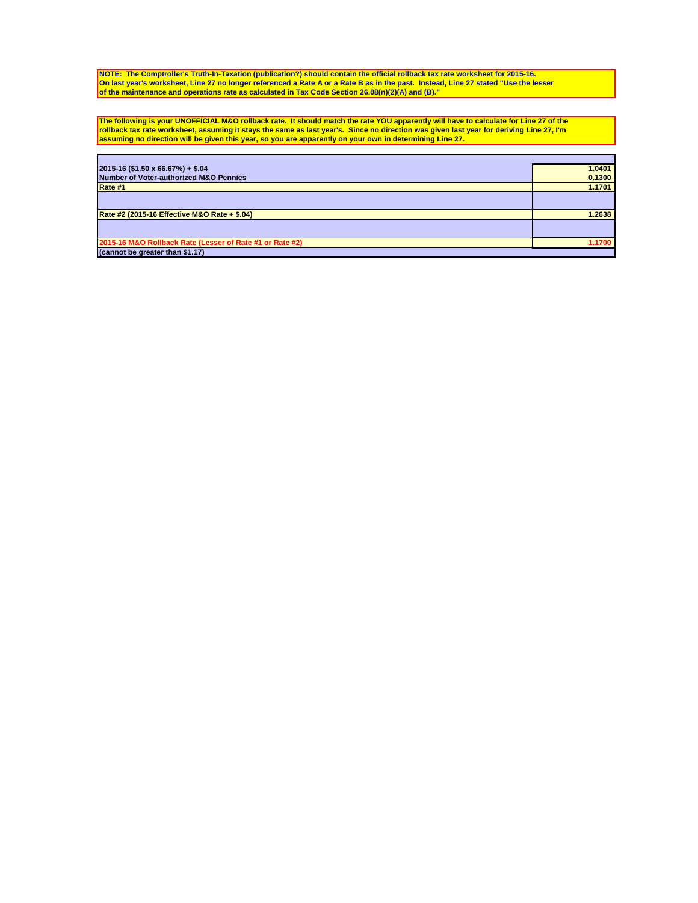**NOTE: The Comptroller's Truth-In-Taxation (publication?) should contain the official rollback tax rate worksheet for 2015-16. On last year's worksheet, Line 27 no longer referenced a Rate A or a Rate B as in the past. Instead, Line 27 stated "Use the lesser of the maintenance and operations rate as calculated in Tax Code Section 26.08(n)(2)(A) and (B)."**

**The following is your UNOFFICIAL M&O rollback rate. It should match the rate YOU apparently will have to calculate for Line 27 of the rollback tax rate worksheet, assuming it stays the same as last year's. Since no direction was given last year for deriving Line 27, I'm assuming no direction will be given this year, so you are apparently on your own in determining Line 27.**

| | |
|---|---|
| 2015-16 ($1.50 x 66.67%) + $.04 | 1.0401 |
| Number of Voter-authorized M&O Pennies | 0.1300 |
| Rate #1 | 1.1701 |
| | |
| Rate #2 (2015-16 Effective M&O Rate + $.04) | 1.2638 |
| | |
| 2015-16 M&O Rollback Rate (Lesser of Rate #1 or Rate #2) | 1.1700 |
| (cannot be greater than $1.17) | |